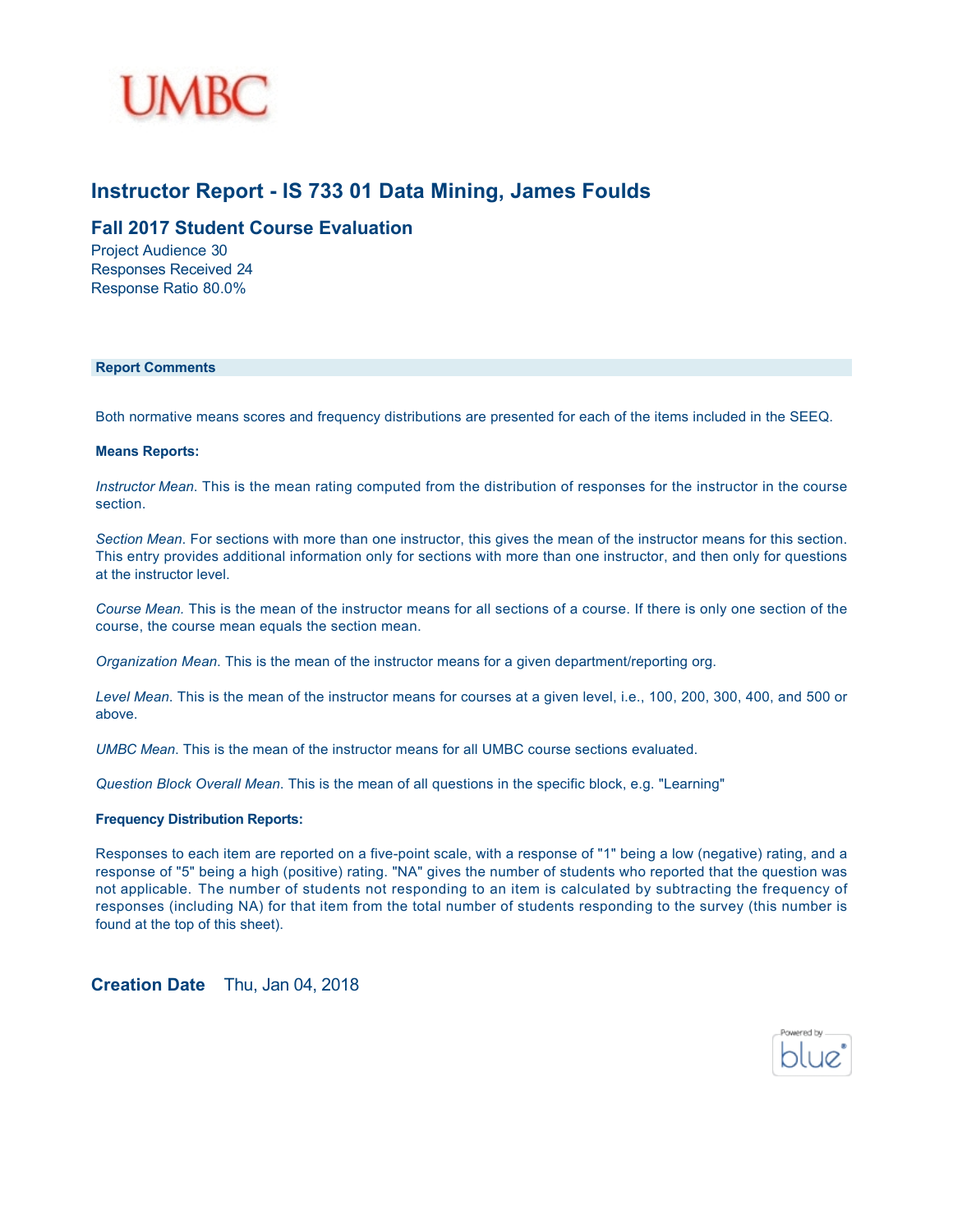UMBC

# Instructor Report - IS 733 01 Data Mining, James Foulds

## Fall 2017 Student Course Evaluation

Project Audience 30
Responses Received 24
Response Ratio 80.0%

### Report Comments

Both normative means scores and frequency distributions are presented for each of the items included in the SEEQ.

**Means Reports:**

*Instructor Mean*. This is the mean rating computed from the distribution of responses for the instructor in the course section.

*Section Mean*. For sections with more than one instructor, this gives the mean of the instructor means for this section. This entry provides additional information only for sections with more than one instructor, and then only for questions at the instructor level.

*Course Mean.* This is the mean of the instructor means for all sections of a course. If there is only one section of the course, the course mean equals the section mean.

*Organization Mean*. This is the mean of the instructor means for a given department/reporting org.

*Level Mean*. This is the mean of the instructor means for courses at a given level, i.e., 100, 200, 300, 400, and 500 or above.

*UMBC Mean*. This is the mean of the instructor means for all UMBC course sections evaluated.

*Question Block Overall Mean*. This is the mean of all questions in the specific block, e.g. "Learning"

**Frequency Distribution Reports:**

Responses to each item are reported on a five-point scale, with a response of "1" being a low (negative) rating, and a response of "5" being a high (positive) rating. "NA" gives the number of students who reported that the question was not applicable. The number of students not responding to an item is calculated by subtracting the frequency of responses (including NA) for that item from the total number of students responding to the survey (this number is found at the top of this sheet).

**Creation Date** Thu, Jan 04, 2018

Powered by blue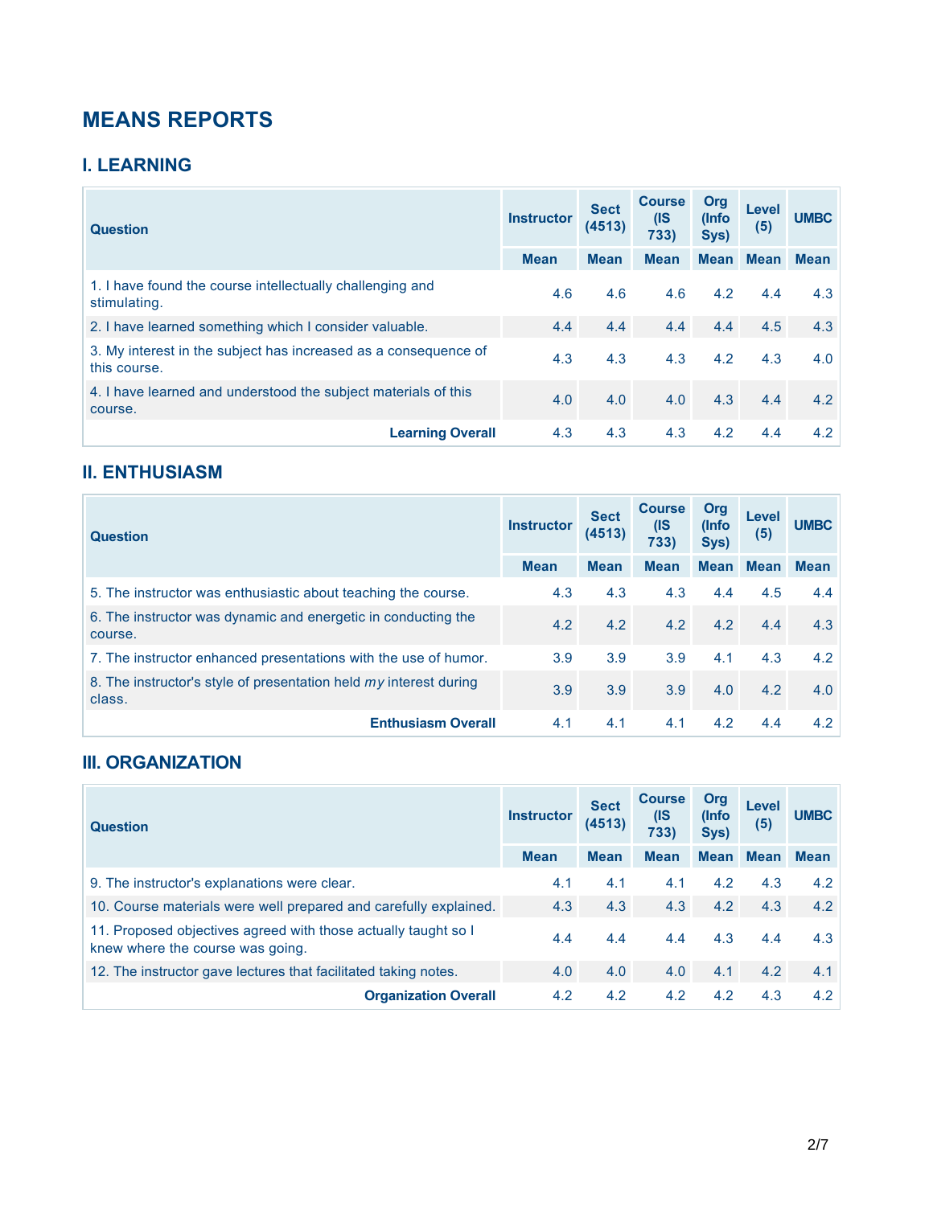# MEANS REPORTS

## I. LEARNING

| Question | Instructor | Sect (4513) | Course (IS 733) | Org (Info Sys) | Level (5) | UMBC |
|---|---|---|---|---|---|---|
| | Mean | Mean | Mean | Mean | Mean | Mean |
| 1. I have found the course intellectually challenging and stimulating. | 4.6 | 4.6 | 4.6 | 4.2 | 4.4 | 4.3 |
| 2. I have learned something which I consider valuable. | 4.4 | 4.4 | 4.4 | 4.4 | 4.5 | 4.3 |
| 3. My interest in the subject has increased as a consequence of this course. | 4.3 | 4.3 | 4.3 | 4.2 | 4.3 | 4.0 |
| 4. I have learned and understood the subject materials of this course. | 4.0 | 4.0 | 4.0 | 4.3 | 4.4 | 4.2 |
| **Learning Overall** | 4.3 | 4.3 | 4.3 | 4.2 | 4.4 | 4.2 |

## II. ENTHUSIASM

| Question | Instructor | Sect (4513) | Course (IS 733) | Org (Info Sys) | Level (5) | UMBC |
|---|---|---|---|---|---|---|
| | Mean | Mean | Mean | Mean | Mean | Mean |
| 5. The instructor was enthusiastic about teaching the course. | 4.3 | 4.3 | 4.3 | 4.4 | 4.5 | 4.4 |
| 6. The instructor was dynamic and energetic in conducting the course. | 4.2 | 4.2 | 4.2 | 4.2 | 4.4 | 4.3 |
| 7. The instructor enhanced presentations with the use of humor. | 3.9 | 3.9 | 3.9 | 4.1 | 4.3 | 4.2 |
| 8. The instructor's style of presentation held *my* interest during class. | 3.9 | 3.9 | 3.9 | 4.0 | 4.2 | 4.0 |
| **Enthusiasm Overall** | 4.1 | 4.1 | 4.1 | 4.2 | 4.4 | 4.2 |

## III. ORGANIZATION

| Question | Instructor | Sect (4513) | Course (IS 733) | Org (Info Sys) | Level (5) | UMBC |
|---|---|---|---|---|---|---|
| | Mean | Mean | Mean | Mean | Mean | Mean |
| 9. The instructor's explanations were clear. | 4.1 | 4.1 | 4.1 | 4.2 | 4.3 | 4.2 |
| 10. Course materials were well prepared and carefully explained. | 4.3 | 4.3 | 4.3 | 4.2 | 4.3 | 4.2 |
| 11. Proposed objectives agreed with those actually taught so I knew where the course was going. | 4.4 | 4.4 | 4.4 | 4.3 | 4.4 | 4.3 |
| 12. The instructor gave lectures that facilitated taking notes. | 4.0 | 4.0 | 4.0 | 4.1 | 4.2 | 4.1 |
| **Organization Overall** | 4.2 | 4.2 | 4.2 | 4.2 | 4.3 | 4.2 |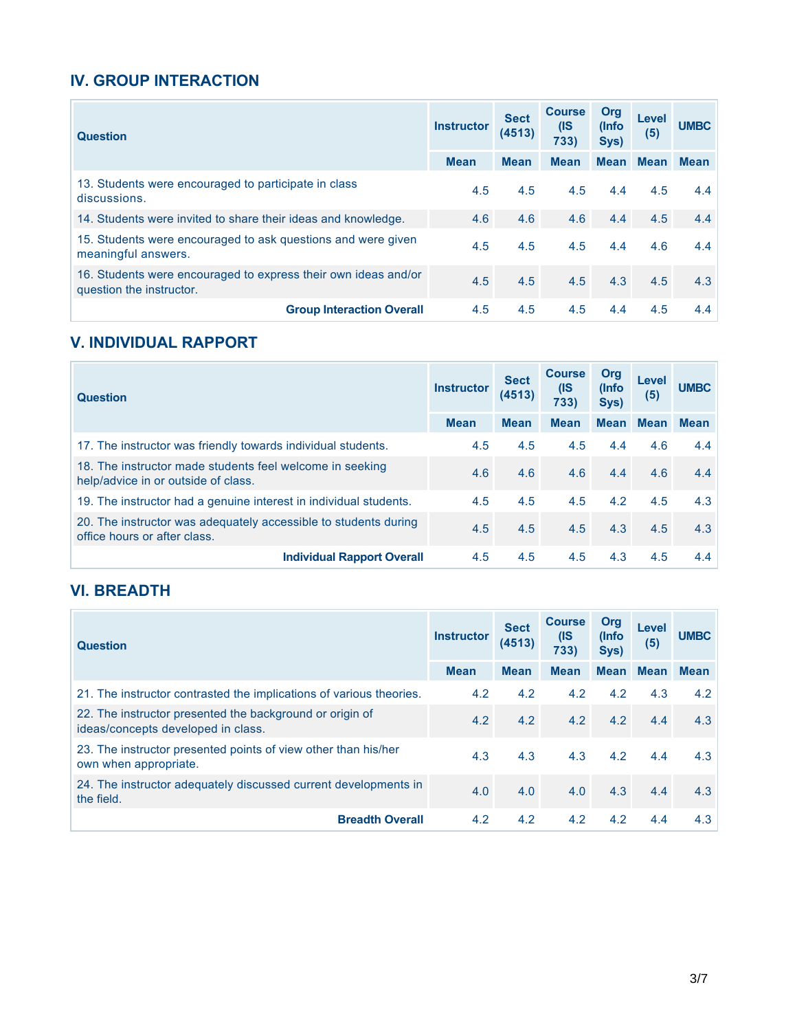## IV. GROUP INTERACTION

| Question | Instructor | Sect (4513) | Course (IS 733) | Org (Info Sys) | Level (5) | UMBC |
|---|---|---|---|---|---|---|
| | Mean | Mean | Mean | Mean | Mean | Mean |
| 13. Students were encouraged to participate in class discussions. | 4.5 | 4.5 | 4.5 | 4.4 | 4.5 | 4.4 |
| 14. Students were invited to share their ideas and knowledge. | 4.6 | 4.6 | 4.6 | 4.4 | 4.5 | 4.4 |
| 15. Students were encouraged to ask questions and were given meaningful answers. | 4.5 | 4.5 | 4.5 | 4.4 | 4.6 | 4.4 |
| 16. Students were encouraged to express their own ideas and/or question the instructor. | 4.5 | 4.5 | 4.5 | 4.3 | 4.5 | 4.3 |
| **Group Interaction Overall** | 4.5 | 4.5 | 4.5 | 4.4 | 4.5 | 4.4 |

## V. INDIVIDUAL RAPPORT

| Question | Instructor | Sect (4513) | Course (IS 733) | Org (Info Sys) | Level (5) | UMBC |
|---|---|---|---|---|---|---|
| | Mean | Mean | Mean | Mean | Mean | Mean |
| 17. The instructor was friendly towards individual students. | 4.5 | 4.5 | 4.5 | 4.4 | 4.6 | 4.4 |
| 18. The instructor made students feel welcome in seeking help/advice in or outside of class. | 4.6 | 4.6 | 4.6 | 4.4 | 4.6 | 4.4 |
| 19. The instructor had a genuine interest in individual students. | 4.5 | 4.5 | 4.5 | 4.2 | 4.5 | 4.3 |
| 20. The instructor was adequately accessible to students during office hours or after class. | 4.5 | 4.5 | 4.5 | 4.3 | 4.5 | 4.3 |
| **Individual Rapport Overall** | 4.5 | 4.5 | 4.5 | 4.3 | 4.5 | 4.4 |

## VI. BREADTH

| Question | Instructor | Sect (4513) | Course (IS 733) | Org (Info Sys) | Level (5) | UMBC |
|---|---|---|---|---|---|---|
| | Mean | Mean | Mean | Mean | Mean | Mean |
| 21. The instructor contrasted the implications of various theories. | 4.2 | 4.2 | 4.2 | 4.2 | 4.3 | 4.2 |
| 22. The instructor presented the background or origin of ideas/concepts developed in class. | 4.2 | 4.2 | 4.2 | 4.2 | 4.4 | 4.3 |
| 23. The instructor presented points of view other than his/her own when appropriate. | 4.3 | 4.3 | 4.3 | 4.2 | 4.4 | 4.3 |
| 24. The instructor adequately discussed current developments in the field. | 4.0 | 4.0 | 4.0 | 4.3 | 4.4 | 4.3 |
| **Breadth Overall** | 4.2 | 4.2 | 4.2 | 4.2 | 4.4 | 4.3 |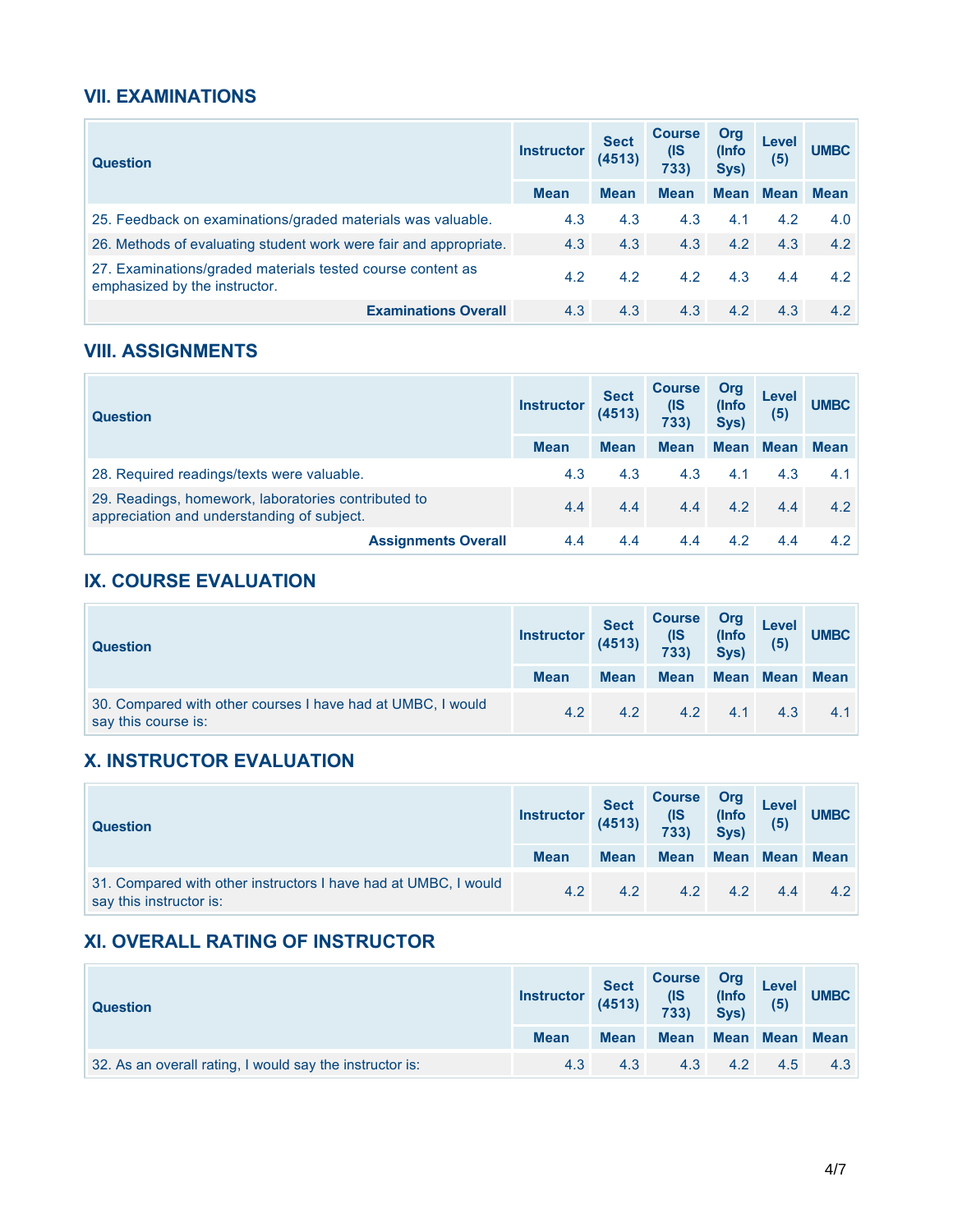## VII. EXAMINATIONS

| Question | Instructor | Sect (4513) | Course (IS 733) | Org (Info Sys) | Level (5) | UMBC |
|---|---|---|---|---|---|---|
| | Mean | Mean | Mean | Mean | Mean | Mean |
| 25. Feedback on examinations/graded materials was valuable. | 4.3 | 4.3 | 4.3 | 4.1 | 4.2 | 4.0 |
| 26. Methods of evaluating student work were fair and appropriate. | 4.3 | 4.3 | 4.3 | 4.2 | 4.3 | 4.2 |
| 27. Examinations/graded materials tested course content as emphasized by the instructor. | 4.2 | 4.2 | 4.2 | 4.3 | 4.4 | 4.2 |
| **Examinations Overall** | 4.3 | 4.3 | 4.3 | 4.2 | 4.3 | 4.2 |

## VIII. ASSIGNMENTS

| Question | Instructor | Sect (4513) | Course (IS 733) | Org (Info Sys) | Level (5) | UMBC |
|---|---|---|---|---|---|---|
| | Mean | Mean | Mean | Mean | Mean | Mean |
| 28. Required readings/texts were valuable. | 4.3 | 4.3 | 4.3 | 4.1 | 4.3 | 4.1 |
| 29. Readings, homework, laboratories contributed to appreciation and understanding of subject. | 4.4 | 4.4 | 4.4 | 4.2 | 4.4 | 4.2 |
| **Assignments Overall** | 4.4 | 4.4 | 4.4 | 4.2 | 4.4 | 4.2 |

## IX. COURSE EVALUATION

| Question | Instructor | Sect (4513) | Course (IS 733) | Org (Info Sys) | Level (5) | UMBC |
|---|---|---|---|---|---|---|
| | Mean | Mean | Mean | Mean | Mean | Mean |
| 30. Compared with other courses I have had at UMBC, I would say this course is: | 4.2 | 4.2 | 4.2 | 4.1 | 4.3 | 4.1 |

## X. INSTRUCTOR EVALUATION

| Question | Instructor | Sect (4513) | Course (IS 733) | Org (Info Sys) | Level (5) | UMBC |
|---|---|---|---|---|---|---|
| | Mean | Mean | Mean | Mean | Mean | Mean |
| 31. Compared with other instructors I have had at UMBC, I would say this instructor is: | 4.2 | 4.2 | 4.2 | 4.2 | 4.4 | 4.2 |

## XI. OVERALL RATING OF INSTRUCTOR

| Question | Instructor | Sect (4513) | Course (IS 733) | Org (Info Sys) | Level (5) | UMBC |
|---|---|---|---|---|---|---|
| | Mean | Mean | Mean | Mean | Mean | Mean |
| 32. As an overall rating, I would say the instructor is: | 4.3 | 4.3 | 4.3 | 4.2 | 4.5 | 4.3 |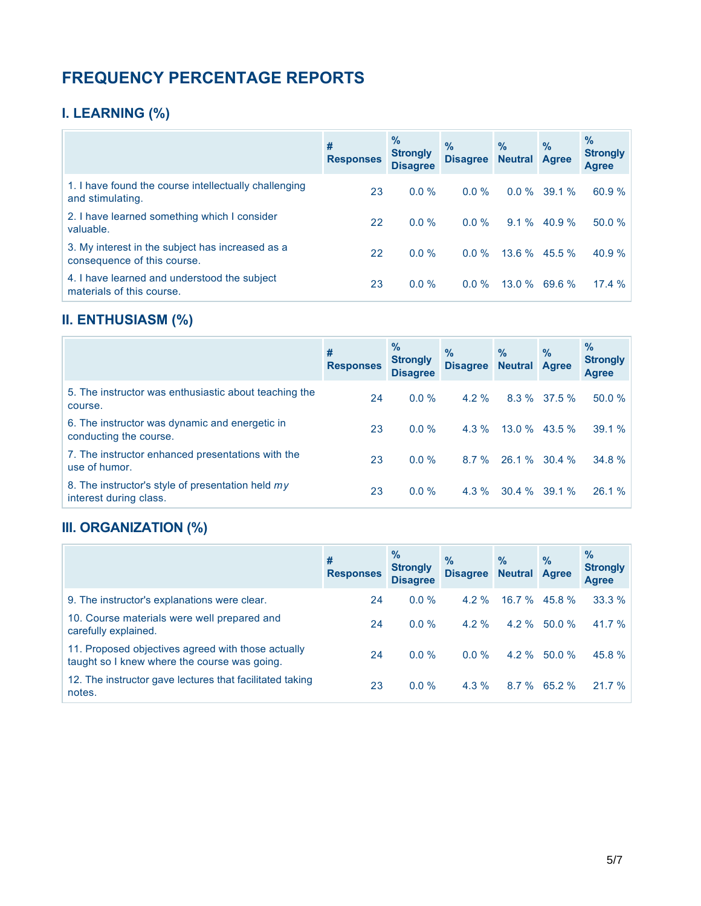# FREQUENCY PERCENTAGE REPORTS

## I. LEARNING (%)

| | # Responses | % Strongly Disagree | % Disagree | % Neutral | % Agree | % Strongly Agree |
|---|---|---|---|---|---|---|
| 1. I have found the course intellectually challenging and stimulating. | 23 | 0.0 % | 0.0 % | 0.0 % | 39.1 % | 60.9 % |
| 2. I have learned something which I consider valuable. | 22 | 0.0 % | 0.0 % | 9.1 % | 40.9 % | 50.0 % |
| 3. My interest in the subject has increased as a consequence of this course. | 22 | 0.0 % | 0.0 % | 13.6 % | 45.5 % | 40.9 % |
| 4. I have learned and understood the subject materials of this course. | 23 | 0.0 % | 0.0 % | 13.0 % | 69.6 % | 17.4 % |

## II. ENTHUSIASM (%)

| | # Responses | % Strongly Disagree | % Disagree | % Neutral | % Agree | % Strongly Agree |
|---|---|---|---|---|---|---|
| 5. The instructor was enthusiastic about teaching the course. | 24 | 0.0 % | 4.2 % | 8.3 % | 37.5 % | 50.0 % |
| 6. The instructor was dynamic and energetic in conducting the course. | 23 | 0.0 % | 4.3 % | 13.0 % | 43.5 % | 39.1 % |
| 7. The instructor enhanced presentations with the use of humor. | 23 | 0.0 % | 8.7 % | 26.1 % | 30.4 % | 34.8 % |
| 8. The instructor's style of presentation held *my* interest during class. | 23 | 0.0 % | 4.3 % | 30.4 % | 39.1 % | 26.1 % |

## III. ORGANIZATION (%)

| | # Responses | % Strongly Disagree | % Disagree | % Neutral | % Agree | % Strongly Agree |
|---|---|---|---|---|---|---|
| 9. The instructor's explanations were clear. | 24 | 0.0 % | 4.2 % | 16.7 % | 45.8 % | 33.3 % |
| 10. Course materials were well prepared and carefully explained. | 24 | 0.0 % | 4.2 % | 4.2 % | 50.0 % | 41.7 % |
| 11. Proposed objectives agreed with those actually taught so I knew where the course was going. | 24 | 0.0 % | 0.0 % | 4.2 % | 50.0 % | 45.8 % |
| 12. The instructor gave lectures that facilitated taking notes. | 23 | 0.0 % | 4.3 % | 8.7 % | 65.2 % | 21.7 % |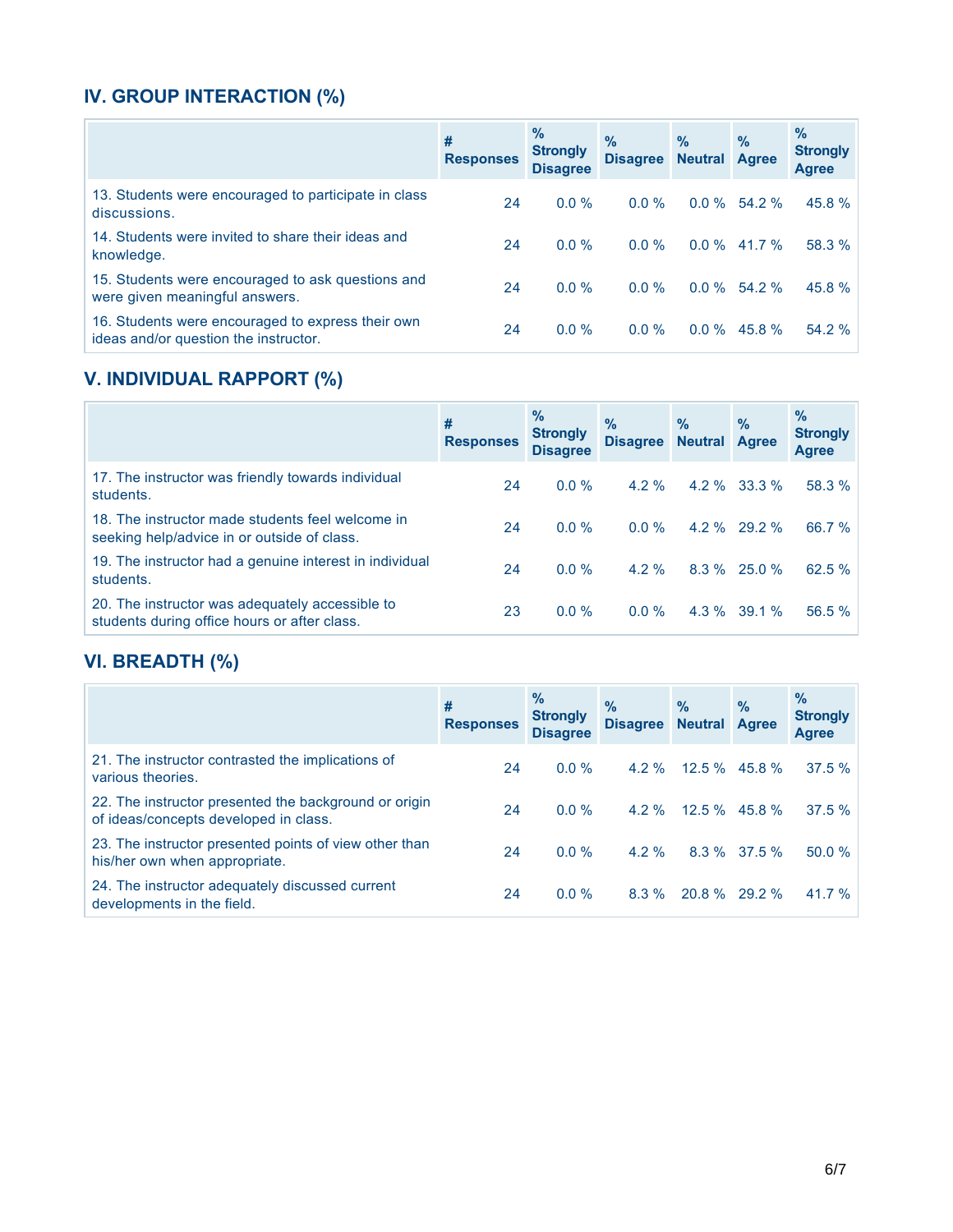## IV. GROUP INTERACTION (%)

| | # Responses | % Strongly Disagree | % Disagree | % Neutral | % Agree | % Strongly Agree |
|---|---|---|---|---|---|---|
| 13. Students were encouraged to participate in class discussions. | 24 | 0.0 % | 0.0 % | 0.0 % | 54.2 % | 45.8 % |
| 14. Students were invited to share their ideas and knowledge. | 24 | 0.0 % | 0.0 % | 0.0 % | 41.7 % | 58.3 % |
| 15. Students were encouraged to ask questions and were given meaningful answers. | 24 | 0.0 % | 0.0 % | 0.0 % | 54.2 % | 45.8 % |
| 16. Students were encouraged to express their own ideas and/or question the instructor. | 24 | 0.0 % | 0.0 % | 0.0 % | 45.8 % | 54.2 % |

## V. INDIVIDUAL RAPPORT (%)

| | # Responses | % Strongly Disagree | % Disagree | % Neutral | % Agree | % Strongly Agree |
|---|---|---|---|---|---|---|
| 17. The instructor was friendly towards individual students. | 24 | 0.0 % | 4.2 % | 4.2 % | 33.3 % | 58.3 % |
| 18. The instructor made students feel welcome in seeking help/advice in or outside of class. | 24 | 0.0 % | 0.0 % | 4.2 % | 29.2 % | 66.7 % |
| 19. The instructor had a genuine interest in individual students. | 24 | 0.0 % | 4.2 % | 8.3 % | 25.0 % | 62.5 % |
| 20. The instructor was adequately accessible to students during office hours or after class. | 23 | 0.0 % | 0.0 % | 4.3 % | 39.1 % | 56.5 % |

## VI. BREADTH (%)

| | # Responses | % Strongly Disagree | % Disagree | % Neutral | % Agree | % Strongly Agree |
|---|---|---|---|---|---|---|
| 21. The instructor contrasted the implications of various theories. | 24 | 0.0 % | 4.2 % | 12.5 % | 45.8 % | 37.5 % |
| 22. The instructor presented the background or origin of ideas/concepts developed in class. | 24 | 0.0 % | 4.2 % | 12.5 % | 45.8 % | 37.5 % |
| 23. The instructor presented points of view other than his/her own when appropriate. | 24 | 0.0 % | 4.2 % | 8.3 % | 37.5 % | 50.0 % |
| 24. The instructor adequately discussed current developments in the field. | 24 | 0.0 % | 8.3 % | 20.8 % | 29.2 % | 41.7 % |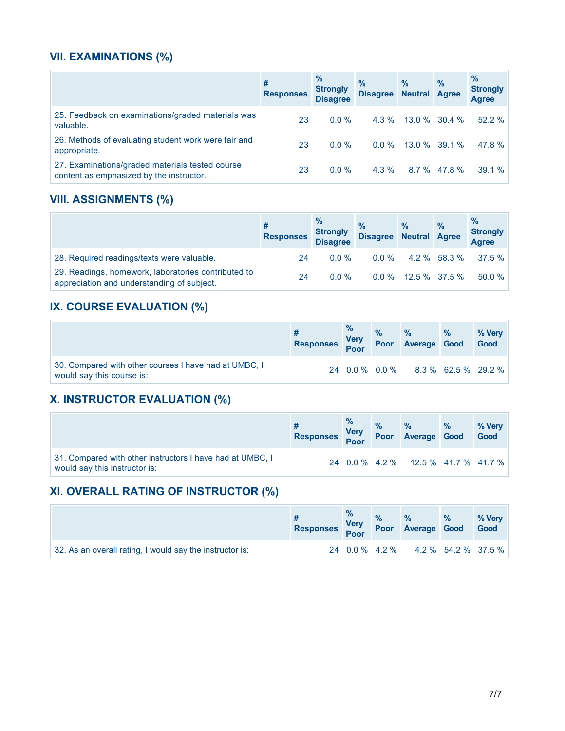### VII. EXAMINATIONS (%)

| | # Responses | % Strongly Disagree | % Disagree | % Neutral | % Agree | % Strongly Agree |
|---|---|---|---|---|---|---|
| 25. Feedback on examinations/graded materials was valuable. | 23 | 0.0 % | 4.3 % | 13.0 % | 30.4 % | 52.2 % |
| 26. Methods of evaluating student work were fair and appropriate. | 23 | 0.0 % | 0.0 % | 13.0 % | 39.1 % | 47.8 % |
| 27. Examinations/graded materials tested course content as emphasized by the instructor. | 23 | 0.0 % | 4.3 % | 8.7 % | 47.8 % | 39.1 % |

### VIII. ASSIGNMENTS (%)

| | # Responses | % Strongly Disagree | % Disagree | % Neutral | % Agree | % Strongly Agree |
|---|---|---|---|---|---|---|
| 28. Required readings/texts were valuable. | 24 | 0.0 % | 0.0 % | 4.2 % | 58.3 % | 37.5 % |
| 29. Readings, homework, laboratories contributed to appreciation and understanding of subject. | 24 | 0.0 % | 0.0 % | 12.5 % | 37.5 % | 50.0 % |

### IX. COURSE EVALUATION (%)

| | # Responses | % Very Poor | % Poor | % Average | % Good | % Very Good |
|---|---|---|---|---|---|---|
| 30. Compared with other courses I have had at UMBC, I would say this course is: | 24 | 0.0 % | 0.0 % | 8.3 % | 62.5 % | 29.2 % |

### X. INSTRUCTOR EVALUATION (%)

| | # Responses | % Very Poor | % Poor | % Average | % Good | % Very Good |
|---|---|---|---|---|---|---|
| 31. Compared with other instructors I have had at UMBC, I would say this instructor is: | 24 | 0.0 % | 4.2 % | 12.5 % | 41.7 % | 41.7 % |

### XI. OVERALL RATING OF INSTRUCTOR (%)

| | # Responses | % Very Poor | % Poor | % Average | % Good | % Very Good |
|---|---|---|---|---|---|---|
| 32. As an overall rating, I would say the instructor is: | 24 | 0.0 % | 4.2 % | 4.2 % | 54.2 % | 37.5 % |